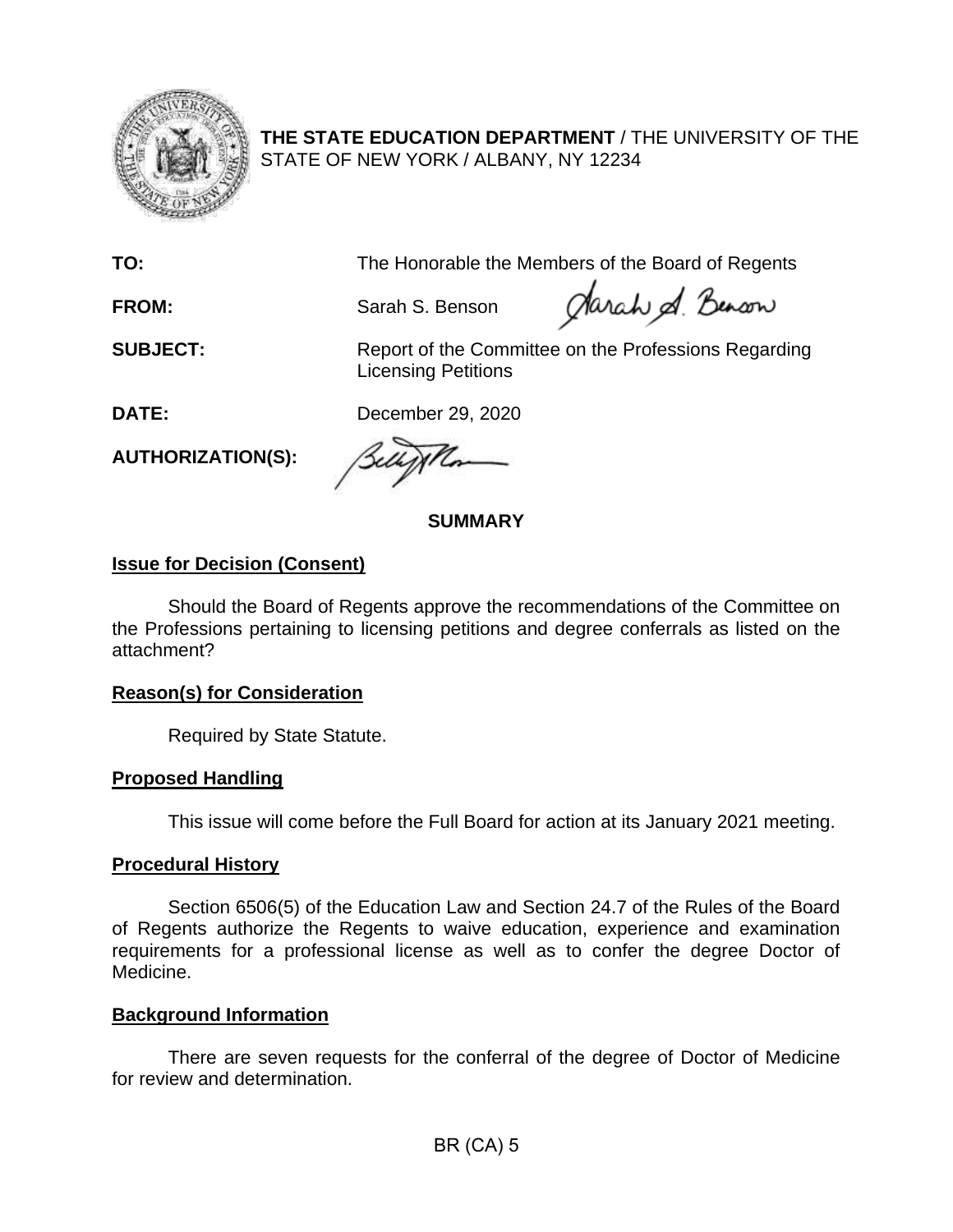**THE STATE EDUCATION DEPARTMENT** / THE UNIVERSITY OF THE STATE OF NEW YORK / ALBANY, NY 12234

**TO:** The Honorable the Members of the Board of Regents

**FROM:** Sarah S. Benson

**SUBJECT:** Report of the Committee on the Professions Regarding Licensing Petitions

**DATE:** December 29, 2020

**AUTHORIZATION(S):**

## SUMMARY

### Issue for Decision (Consent)

Should the Board of Regents approve the recommendations of the Committee on the Professions pertaining to licensing petitions and degree conferrals as listed on the attachment?

### Reason(s) for Consideration

Required by State Statute.

### Proposed Handling

This issue will come before the Full Board for action at its January 2021 meeting.

### Procedural History

Section 6506(5) of the Education Law and Section 24.7 of the Rules of the Board of Regents authorize the Regents to waive education, experience and examination requirements for a professional license as well as to confer the degree Doctor of Medicine.

### Background Information

There are seven requests for the conferral of the degree of Doctor of Medicine for review and determination.

BR (CA) 5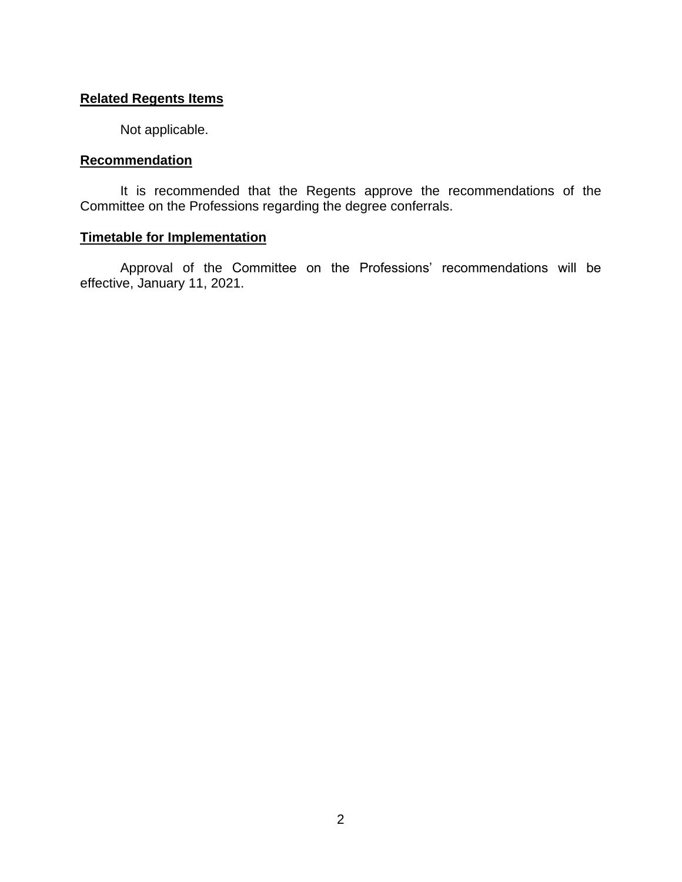## Related Regents Items

Not applicable.

## Recommendation

It is recommended that the Regents approve the recommendations of the Committee on the Professions regarding the degree conferrals.

## Timetable for Implementation

Approval of the Committee on the Professions' recommendations will be effective, January 11, 2021.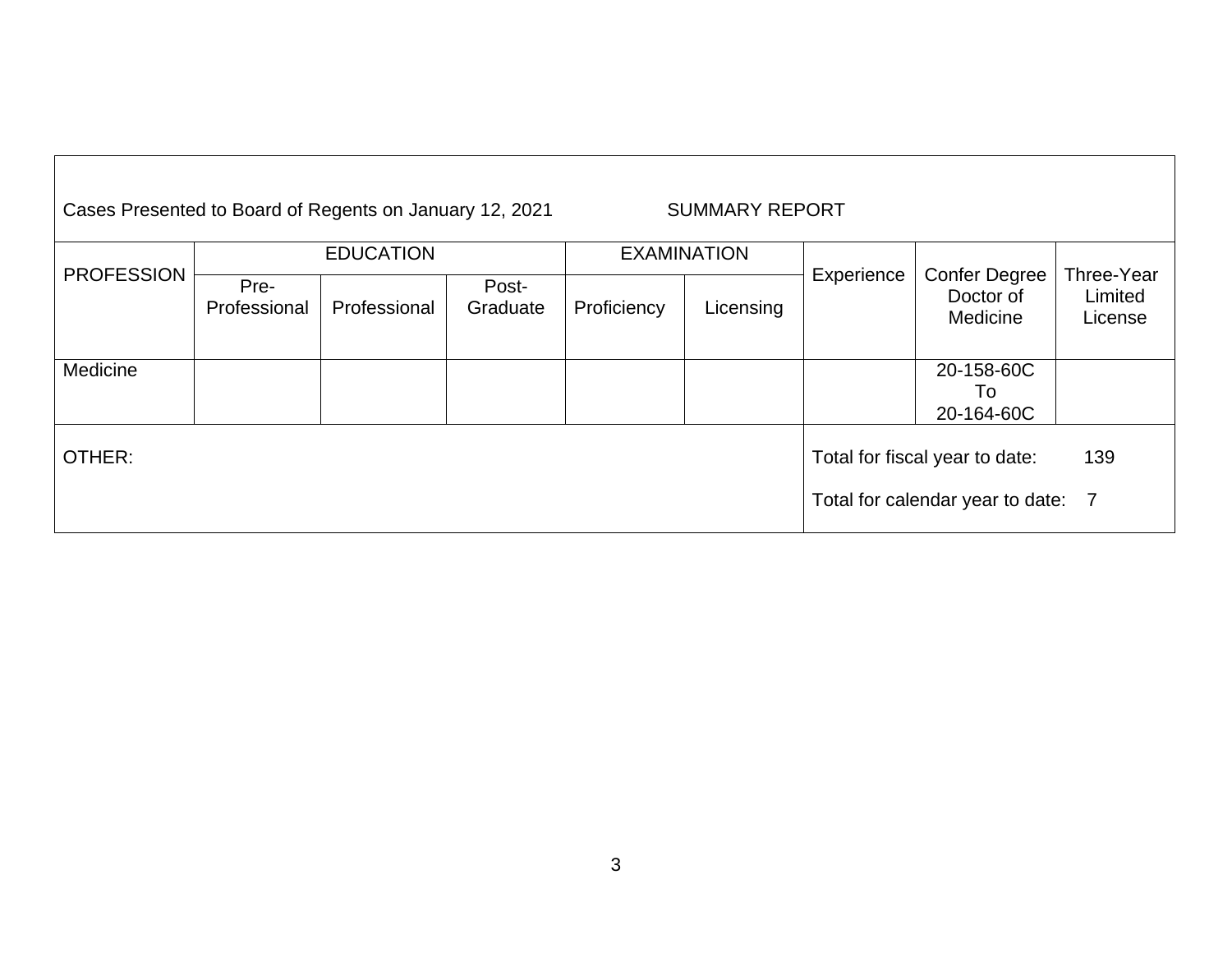| Cases Presented to Board of Regents on January 12, 2021 | | | | | | | SUMMARY REPORT | |
|---|---|---|---|---|---|---|---|---|
| PROFESSION | EDUCATION | | | EXAMINATION | | Experience | Confer Degree Doctor of Medicine | Three-Year Limited License |
| | Pre-Professional | Professional | Post-Graduate | Proficiency | Licensing | | | |
| Medicine | | | | | | | 20-158-60C To 20-164-60C | |
| OTHER: | | | | | | Total for fiscal year to date: 139<br>Total for calendar year to date: 7 | | |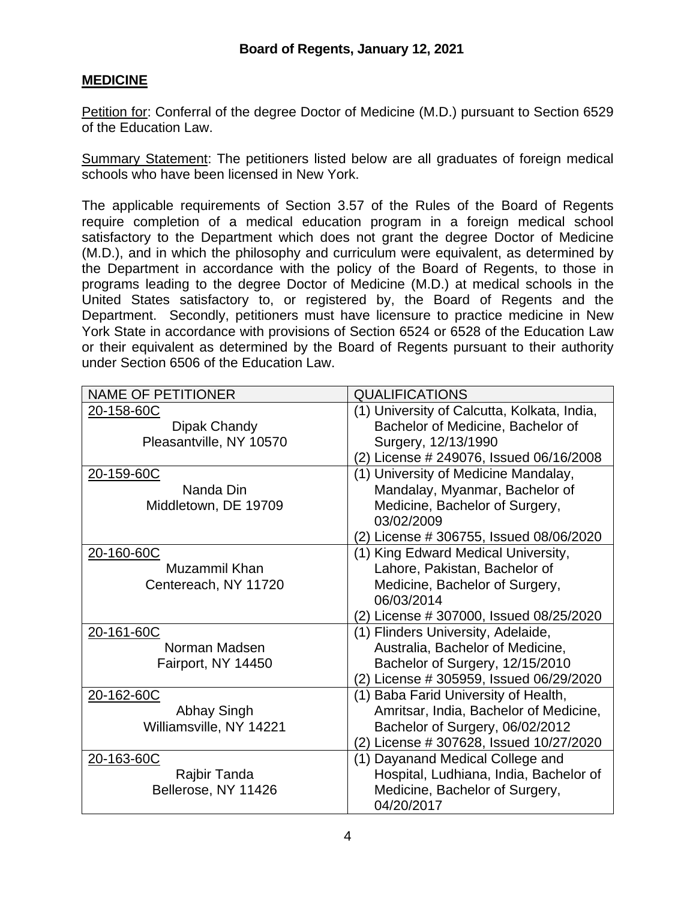## Board of Regents, January 12, 2021

### MEDICINE

Petition for: Conferral of the degree Doctor of Medicine (M.D.) pursuant to Section 6529 of the Education Law.

Summary Statement: The petitioners listed below are all graduates of foreign medical schools who have been licensed in New York.

The applicable requirements of Section 3.57 of the Rules of the Board of Regents require completion of a medical education program in a foreign medical school satisfactory to the Department which does not grant the degree Doctor of Medicine (M.D.), and in which the philosophy and curriculum were equivalent, as determined by the Department in accordance with the policy of the Board of Regents, to those in programs leading to the degree Doctor of Medicine (M.D.) at medical schools in the United States satisfactory to, or registered by, the Board of Regents and the Department. Secondly, petitioners must have licensure to practice medicine in New York State in accordance with provisions of Section 6524 or 6528 of the Education Law or their equivalent as determined by the Board of Regents pursuant to their authority under Section 6506 of the Education Law.

| NAME OF PETITIONER | QUALIFICATIONS |
|---|---|
| 20-158-60C<br>Dipak Chandy<br>Pleasantville, NY 10570 | (1) University of Calcutta, Kolkata, India, Bachelor of Medicine, Bachelor of Surgery, 12/13/1990<br>(2) License # 249076, Issued 06/16/2008 |
| 20-159-60C<br>Nanda Din<br>Middletown, DE 19709 | (1) University of Medicine Mandalay, Mandalay, Myanmar, Bachelor of Medicine, Bachelor of Surgery, 03/02/2009<br>(2) License # 306755, Issued 08/06/2020 |
| 20-160-60C<br>Muzammil Khan<br>Centereach, NY 11720 | (1) King Edward Medical University, Lahore, Pakistan, Bachelor of Medicine, Bachelor of Surgery, 06/03/2014<br>(2) License # 307000, Issued 08/25/2020 |
| 20-161-60C<br>Norman Madsen<br>Fairport, NY 14450 | (1) Flinders University, Adelaide, Australia, Bachelor of Medicine, Bachelor of Surgery, 12/15/2010<br>(2) License # 305959, Issued 06/29/2020 |
| 20-162-60C<br>Abhay Singh<br>Williamsville, NY 14221 | (1) Baba Farid University of Health, Amritsar, India, Bachelor of Medicine, Bachelor of Surgery, 06/02/2012<br>(2) License # 307628, Issued 10/27/2020 |
| 20-163-60C<br>Rajbir Tanda<br>Bellerose, NY 11426 | (1) Dayanand Medical College and Hospital, Ludhiana, India, Bachelor of Medicine, Bachelor of Surgery, 04/20/2017 |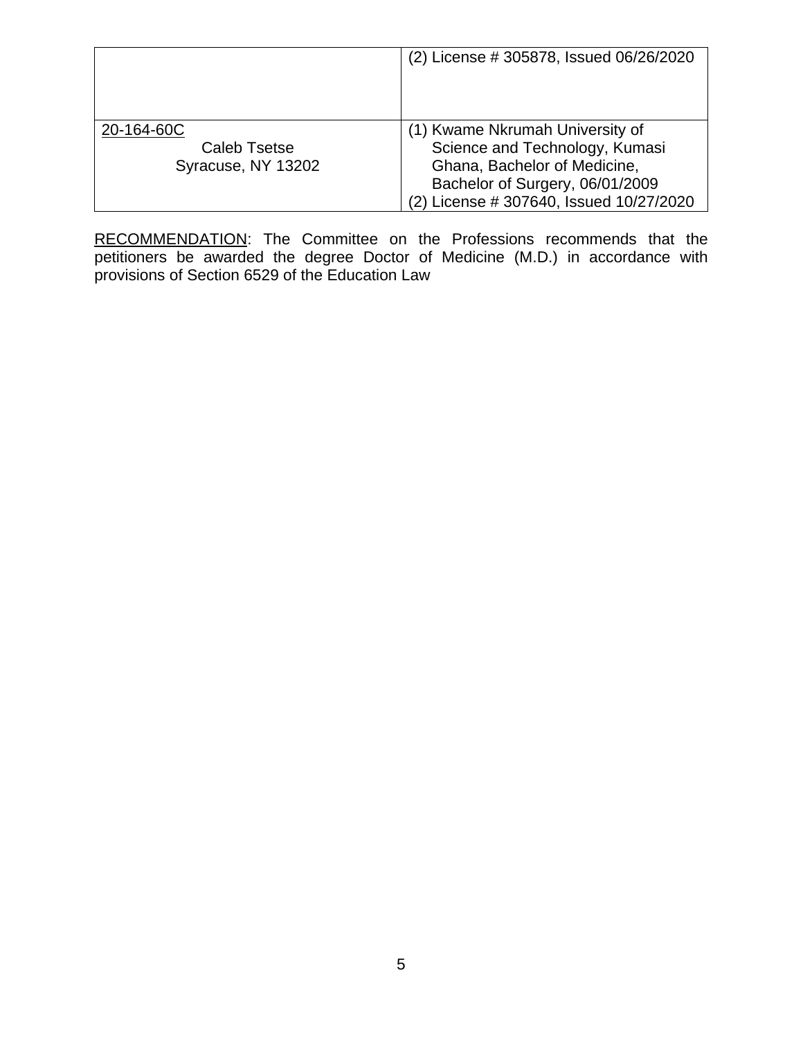| | |
|---|---|
| | (2) License # 305878, Issued 06/26/2020 |
| 20-164-60C<br>Caleb Tsetse<br>Syracuse, NY 13202 | (1) Kwame Nkrumah University of Science and Technology, Kumasi Ghana, Bachelor of Medicine, Bachelor of Surgery, 06/01/2009<br>(2) License # 307640, Issued 10/27/2020 |

RECOMMENDATION: The Committee on the Professions recommends that the petitioners be awarded the degree Doctor of Medicine (M.D.) in accordance with provisions of Section 6529 of the Education Law